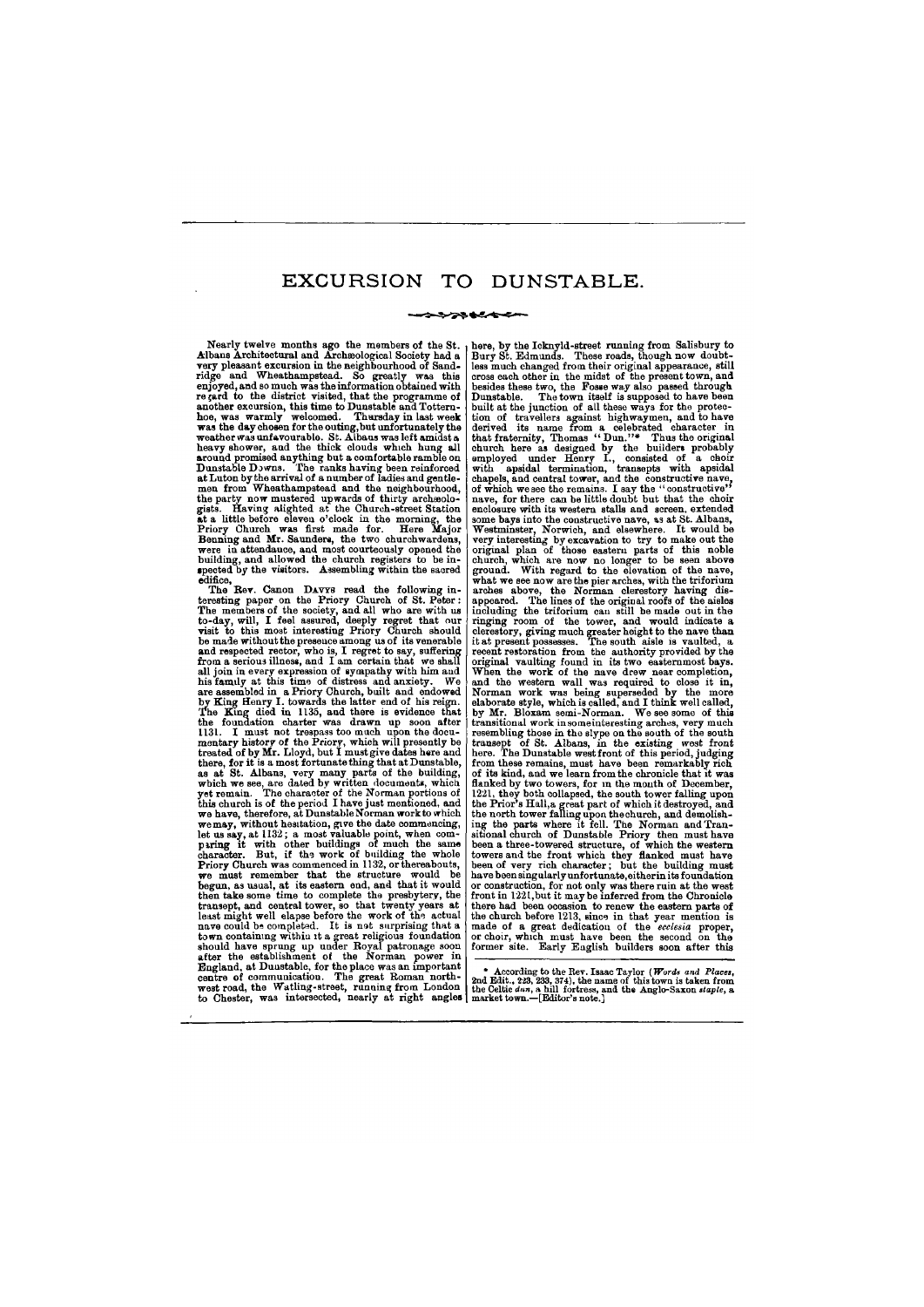# EXCURSION TO DUNSTABLE.

Nearly twelve months ago the members of the St. Albans Architectural and Archæological Society had a very pleasant excursion in the neighbourhood of Sandridge and Wheathampstead. So greatly was this enjoyed, and so much was the information obtained with regard to the district visited, that the programme of another excursion, this time to Dunstable and Totternhoe, was warmly welcomed. Thursday in last week was the day chosen for the outing, but unfortunately the weather was unfavourable. St. Albans was left amidst a heavy shower, and the thick clouds which hung all around promised anything but a comfortable ramble on Dunstable Downs. The ranks having been reinforced at Luton by the arrival of a number of ladies and gentlemen from Wheathampstead and the neighbourhood, the party now mustered upwards of thirty archæologists. Having alighted at the Church-street Station at a little before eleven o'clock in the morning, the Priory Church was first made for. Here Major Benning and Mr. Saunders, the two churchwardens, were in attendance, and most courteously opened the building, and allowed the church registers to be inspected by the visitors. Assembling within the sacred edifice,

The Rev. Canon DAVYS read the following interesting paper on the Priory Church of St. Peter: The members of the society, and all who are with us to-day, will, I feel assured, deeply regret that our visit to this most interesting Priory Church should be made without the presence among us of its venerable and respected rector, who is, I regret to say, suffering from a serious illness, and I am certain that we shall all join in every expression of sympathy with him and his family at this time of distress and anxiety. We are assembled in a Priory Church, built and endowed by King Henry I. towards the latter end of his reign. The King died in 1135, and there is evidence that the foundation charter was drawn up soon after 1131. I must not trespass too much upon the documentary history of the Priory, which will presently be treated of by Mr. Lloyd, but I must give dates here and there, for it is a most fortunate thing that at Dunstable, as at St. Albans, very many parts of the building, which we see, are dated by written documents, which yet remain. The character of the Norman portions of this church is of the period I have just mentioned, and we have, therefore, at Dunstable Norman work to which we may, without hesitation, give the date commencing, let us say, at 1132; a most valuable point, when comparing it with other buildings of much the same character. But, if the work of building the whole Priory Church was commenced in 1132, or thereabouts, we must remember that the structure would be begun, as usual, at its eastern end, and that it would then take some time to complete the presbytery, the transept, and central tower, so that twenty years at least might well elapse before the work of the actual nave could be completed. It is not surprising that a town containing within it a great religious foundation should have sprung up under Royal patronage soon after the establishment of the Norman power in England, at Dunstable, for the place was an important centre of communication. The great Roman northwest road, the Watling-street, running from London to Chester, was intersected, nearly at right angles here, by the Icknyld-street running from Salisbury to Bury St. Edmunds. These roads, though now doubtless much changed from their original appearance, still cross each other in the midst of the present town, and besides these two, the Fosse way also passed through Dunstable. The town itself is supposed to have been built at the junction of all these ways for the protection of travellers against highwaymen, and to have derived its name from a celebrated character in that fraternity, Thomas "Dun."* Thus the original church here as designed by the builders probably employed under Henry I., consisted of a choir with apsidal termination, transepts with apsidal chapels, and central tower, and the constructive nave, of which we see the remains. I say the "constructive" nave, for there can be little doubt but that the choir enclosure with its western stalls and screen, extended some bays into the constructive nave, as at St. Albans, Westminster, Norwich, and elsewhere. It would be very interesting by excavation to try to make out the original plan of those eastern parts of this noble church, which are now no longer to be seen above ground. With regard to the elevation of the nave, what we see now are the pier arches, with the triforium arches above, the Norman clerestory having disappeared. The lines of the original roofs of the aisles including the triforium can still be made out in the ringing room of the tower, and would indicate a clerestory, giving much greater height to the nave than it at present possesses. The south aisle is vaulted, a recent restoration from the authority provided by the original vaulting found in its two easternmost bays. When the work of the nave drew near completion, and the western wall was required to close it in, Norman work was being superseded by the more elaborate style, which is called, and I think well called, by Mr. Bloxam semi-Norman. We see some of this transitional work in some interesting arches, very much resembling those in the slype on the south of the south transept of St. Albans, in the existing west front here. The Dunstable west front of this period, judging from these remains, must have been remarkably rich of its kind, and we learn from the chronicle that it was flanked by two towers, for in the month of December, 1221, they both collapsed, the south tower falling upon the Prior's Hall, a great part of which it destroyed, and the north tower falling upon the church, and demolishing the parts where it fell. The Norman and Transitional church of Dunstable Priory then must have been a three-towered structure, of which the western towers and the front which they flanked must have been of very rich character; but the building must have been singularly unfortunate, either in its foundation or construction, for not only was there ruin at the west front in 1221, but it may be inferred from the Chronicle there had been occasion to renew the eastern parts of the church before 1213, since in that year mention is made of a great dedication of the *ecclesia* proper, or choir, which must have been the second on the former site. Early English builders soon after this

---

\* According to the Rev. Isaac Taylor (*Words and Places*, 2nd Edit., 223, 233, 374), the name of this town is taken from the Celtic *dun*, a hill fortress, and the Anglo-Saxon *staple*, a market town.—[Editor's note.]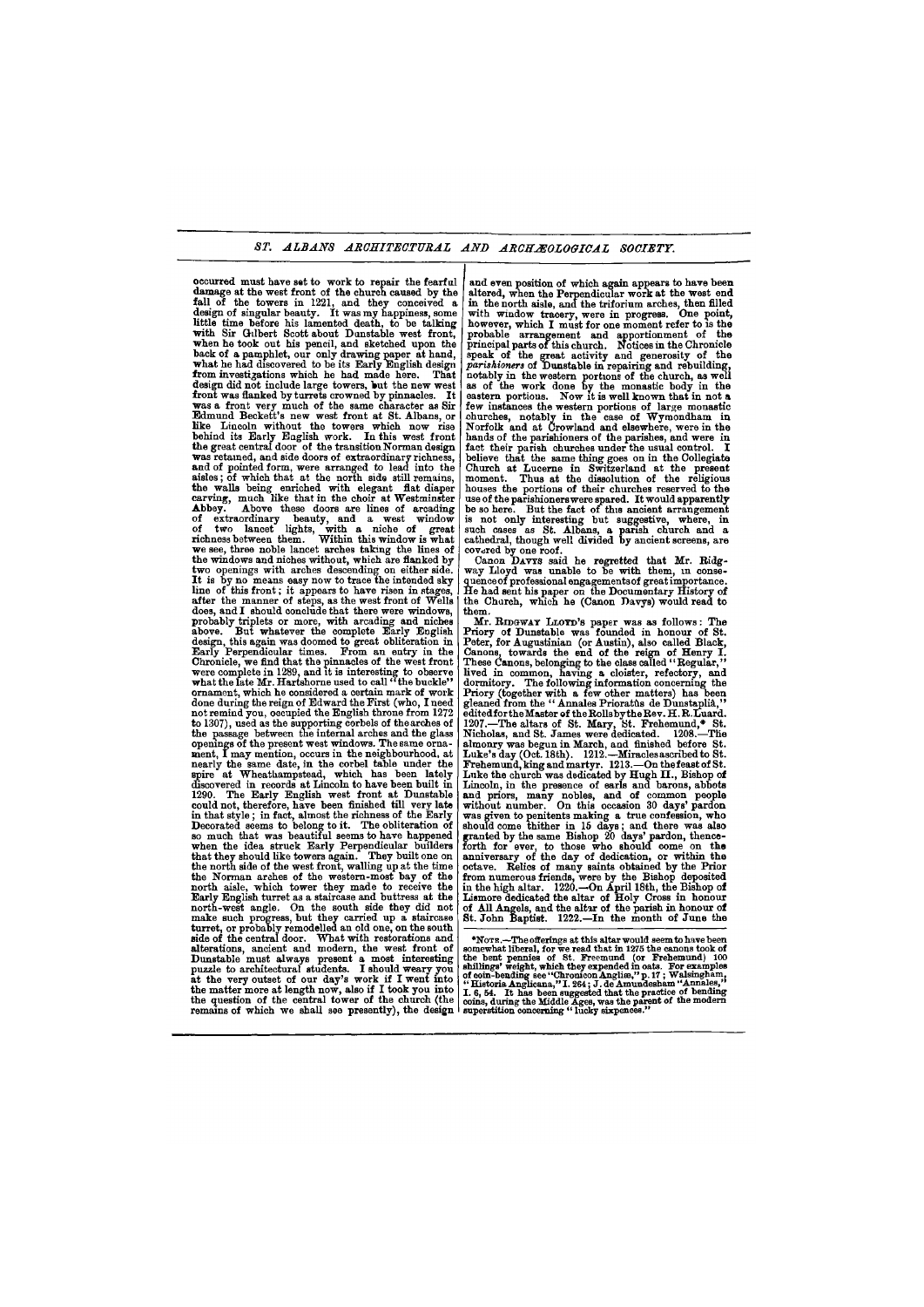occurred must have set to work to repair the fearful damage at the west front of the church caused by the fall of the towers in 1221, and they conceived a design of singular beauty. It was my happiness, some little time before his lamented death, to be talking with Sir Gilbert Scott about Dunstable west front, when he took out his pencil, and sketched upon the back of a pamphlet, our only drawing paper at hand, what he had discovered to be its Early English design from investigations which he had made here. That design did not include large towers, but the new west front was flanked by turrets crowned by pinnacles. It was a front very much of the same character as Sir Edmund Beckett's new west front at St. Albans, or like Lincoln without the towers which now rise behind its Early English work. In this west front the great central door of the transition Norman design was retained, and side doors of extraordinary richness, and of pointed form, were arranged to lead into the aisles; of which that at the north side still remains, the walls being enriched with elegant flat diaper carving, much like that in the choir at Westminster Abbey. Above these doors are lines of arcading of extraordinary beauty, and a west window of two lancet lights, with a niche of great richness between them. Within this window is what we see, three noble lancet arches taking the lines of the windows and niches without, which are flanked by two openings with arches descending on either side. It is by no means easy now to trace the intended sky line of this front; it appears to have risen in stages, after the manner of steps, as the west front of Wells does, and I should conclude that there were windows, probably triplets or more, with arcading and niches above. But whatever the complete Early English design, this again was doomed to great obliteration in Early Perpendicular times. From an entry in the Chronicle, we find that the pinnacles of the west front were complete in 1289, and it is interesting to observe what the late Mr. Hartshorne used to call "the buckle" ornament, which he considered a certain mark of work done during the reign of Edward the First (who, I need not remind you, occupied the English throne from 1272 to 1307), used as the supporting corbels of the arches of the passage between the internal arches and the glass openings of the present west windows. The same ornament, I may mention, occurs in the neighbourhood, at nearly the same date, in the corbel table under the spire at Wheathampstead, which has been lately discovered in records at Lincoln to have been built in 1290. The Early English west front at Dunstable could not, therefore, have been finished till very late in that style; in fact, almost the richness of the Early Decorated seems to belong to it. The obliteration of so much that was beautiful seems to have happened when the idea struck Early Perpendicular builders that they should like towers again. They built one on the north side of the west front, walling up at the time the Norman arches of the western-most bay of the north aisle, which tower they made to receive the Early English turret as a staircase and buttress at the north-west angle. On the south side they did not make such progress, but they carried up a staircase turret, or probably remodelled an old one, on the south side of the central door. What with restorations and alterations, ancient and modern, the west front of Dunstable must always present a most interesting puzzle to architectural students. I should weary you at the very outset of our day's work if I went into the matter more at length now, also if I took you into the question of the central tower of the church (the remains of which we shall see presently), the design and even position of which again appears to have been altered, when the Perpendicular work at the west end in the north aisle, and the triforium arches, then filled with window tracery, were in progress. One point, however, which I must for one moment refer to is the probable arrangement and apportionment of the principal parts of this church. Notices in the Chronicle speak of the great activity and generosity of the *parishioners* of Dunstable in repairing and rebuilding, notably in the western portions of the church, as well as of the work done by the monastic body in the eastern portions. Now it is well known that in not a few instances the western portions of large monastic churches, notably in the case of Wymondham in Norfolk and at Crowland and elsewhere, were in the hands of the parishioners of the parishes, and were in fact their parish churches under the usual control. I believe that the same thing goes on in the Collegiate Church at Lucerne in Switzerland at the present moment. Thus at the dissolution of the religious houses the portions of their churches reserved to the use of the parishioners were spared. It would apparently be so here. But the fact of this ancient arrangement is not only interesting but suggestive, where, in such cases as St. Albans, a parish church and a cathedral, though well divided by ancient screens, are covered by one roof.

Canon DAVYS said he regretted that Mr. Ridgway Lloyd was unable to be with them, in consequence of professional engagements of great importance. He had sent his paper on the Documentary History of the Church, which he (Canon Davys) would read to them.

Mr. RIDGWAY LLOYD's paper was as follows: The Priory of Dunstable was founded in honour of St. Peter, for Augustinian (or Austin), also called Black, Canons, towards the end of the reign of Henry I. These Canons, belonging to the class called "Regular," lived in common, having a cloister, refectory, and dormitory. The following information concerning the Priory (together with a few other matters) has been gleaned from the "Annales Prioratûs de Dunstapliâ," edited for the Master of the Rolls by the Rev. H. R. Luard. 1207.—The altars of St. Mary, St. Frehemund,* St. Nicholas, and St. James were dedicated. 1208.—The almonry was begun in March, and finished before St. Luke's day (Oct. 18th). 1212.—Miracles ascribed to St. Frehemund, king and martyr. 1213.—On the feast of St. Luke the church was dedicated by Hugh II., Bishop of Lincoln, in the presence of earls and barons, abbots and priors, many nobles, and of common people without number. On this occasion 30 days' pardon was given to penitents making a true confession, who should come thither in 15 days; and there was also granted by the same Bishop 20 days' pardon, thenceforth for ever, to those who should come on the anniversary of the day of dedication, or within the octave. Relics of many saints obtained by the Prior from numerous friends, were by the Bishop deposited in the high altar. 1220.—On April 18th, the Bishop of Lismore dedicated the altar of Holy Cross in honour of All Angels, and the altar of the parish in honour of St. John Baptist. 1222.—In the month of June the

*NOTE.—The offerings at this altar would seem to have been somewhat liberal, for we read that in 1275 the canons took of the bent pennies of St. Freemund (or Frehemund) 100 shillings' weight, which they expended in oats. For examples of coin-bending see "Chronicon Angliæ," p. 17; Walsingham, "Historia Anglicana," I. 264; J. de Amundesham "Annales," I. 6, 54. It has been suggested that the practice of bending coins, during the Middle Ages, was the parent of the modern superstition concerning "lucky sixpences."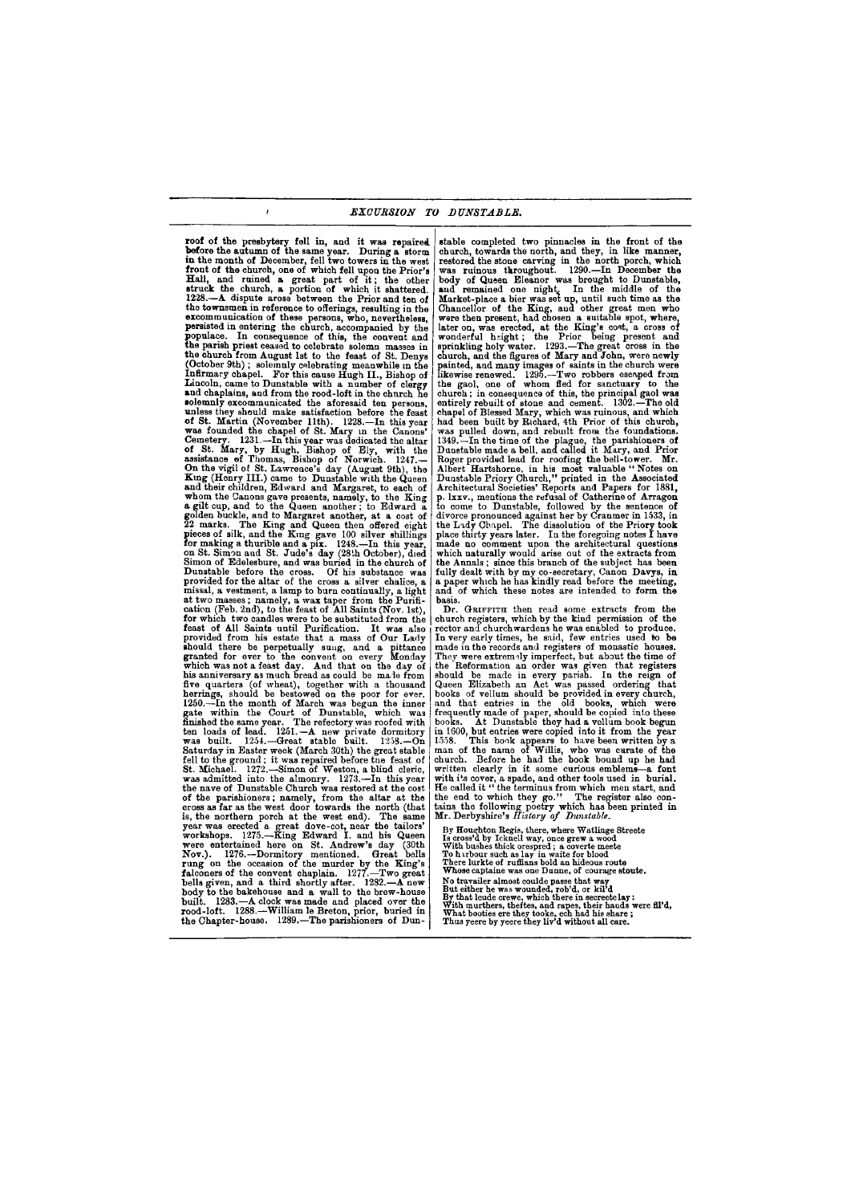roof of the presbytery fell in, and it was repaired before the autumn of the same year. During a storm in the month of December, fell two towers in the west front of the church, one of which fell upon the Prior's Hall, and ruined a great part of it; the other struck the church, a portion of which it shattered. 1228.—A dispute arose between the Prior and ten of the townsmen in reference to offerings, resulting in the excommunication of these persons, who, nevertheless, persisted in entering the church, accompanied by the populace. In consequence of this, the convent and the parish priest ceased to celebrate solemn masses in the church from August 1st to the feast of St. Denys (October 9th); solemnly celebrating meanwhile in the Infirmary chapel. For this cause Hugh II., Bishop of Lincoln, came to Dunstable with a number of clergy and chaplains, and from the rood-loft in the church he solemnly excommunicated the aforesaid ten persons, unless they should make satisfaction before the feast of St. Martin (November 11th). 1228.—In this year was founded the chapel of St. Mary in the Canons' Cemetery. 1231.—In this year was dedicated the altar of St. Mary, by Hugh, Bishop of Ely, with the assistance of Thomas, Bishop of Norwich. 1247.—On the vigil of St. Lawrence's day (August 9th), the King (Henry III.) came to Dunstable with the Queen and their children, Edward and Margaret, to each of whom the Canons gave presents, namely, to the King a gilt cup, and to the Queen another; to Edward a golden buckle, and to Margaret another, at a cost of 22 marks. The King and Queen then offered eight pieces of silk, and the King gave 100 silver shillings for making a thurible and a pix. 1248.—In this year, on St. Simon and St. Jude's day (28th October), died Simon of Edelesbure, and was buried in the church of Dunstable before the cross. Of his substance was provided for the altar of the cross a silver chalice, a missal, a vestment, a lamp to burn continually, a light at two masses; namely, a wax taper from the Purification (Feb. 2nd), to the feast of All Saints (Nov. 1st), for which two candles were to be substituted from the feast of All Saints until Purification. It was also provided from his estate that a mass of Our Lady should there be perpetually sung, and a pittance granted for ever to the convent on every Monday which was not a feast day. And that on the day of his anniversary as much bread as could be made from five quarters (of wheat), together with a thousand herrings, should be bestowed on the poor for ever. 1250.—In the month of March was begun the inner gate within the Court of Dunstable, which was finished the same year. The refectory was roofed with ten loads of lead. 1251.—A new private dormitory was built. 1254.—Great stable built. 1258.—On Saturday in Easter week (March 30th) the great stable fell to the ground; it was repaired before the feast of St. Michael. 1272.—Simon of Weston, a blind cleric, was admitted into the almonry. 1273.—In this year the nave of Dunstable Church was restored at the cost of the parishioners; namely, from the altar at the cross as far as the west door towards the north (that is, the northern porch at the west end). The same year was erected a great dove-cot, near the tailors' workshops. 1275.—King Edward I. and his Queen were entertained here on St. Andrew's day (30th Nov.). 1276.—Dormitory mentioned. Great bells rung on the occasion of the murder by the King's falconers of the convent chaplain. 1277.—Two great bells given, and a third shortly after. 1282.—A new body to the bakehouse and a wall to the brew-house built. 1283.—A clock was made and placed over the rood-loft. 1288.—William le Breton, prior, buried in the Chapter-house. 1289.—The parishioners of Dunstable completed two pinnacles in the front of the church, towards the north, and they, in like manner, restored the stone carving in the north porch, which was ruinous throughout. 1290.—In December the body of Queen Eleanor was brought to Dunstable, and remained one night. In the middle of the Market-place a bier was set up, until such time as the Chancellor of the King, and other great men who were then present, had chosen a suitable spot, where, later on, was erected, at the King's cost, a cross of wonderful height; the Prior being present and sprinkling holy water. 1293.—The great cross in the church, and the figures of Mary and John, were newly painted, and many images of saints in the church were likewise renewed. 1295.—Two robbers escaped from the gaol, one of whom fled for sanctuary to the church; in consequence of this, the principal gaol was entirely rebuilt of stone and cement. 1302.—The old chapel of Blessed Mary, which was ruinous, and which had been built by Richard, 4th Prior of this church, was pulled down, and rebuilt from the foundations. 1349.—In the time of the plague, the parishioners of Dunstable made a bell, and called it Mary, and Prior Roger provided lead for roofing the bell-tower. Mr. Albert Hartshorne, in his most valuable "Notes on Dunstable Priory Church," printed in the Associated Architectural Societies' Reports and Papers for 1881, p. lxxv., mentions the refusal of Catherine of Arragon to come to Dunstable, followed by the sentence of divorce pronounced against her by Cranmer in 1533, in the Lady Chapel. The dissolution of the Priory took place thirty years later. In the foregoing notes I have made no comment upon the architectural questions which naturally would arise out of the extracts from the Annals; since this branch of the subject has been fully dealt with by my co-secretary, Canon Davys, in a paper which he has kindly read before the meeting, and of which these notes are intended to form the basis.

Dr. Griffith then read some extracts from the church registers, which by the kind permission of the rector and churchwardens he was enabled to produce. In very early times, he said, few entries used to be made in the records and registers of monastic houses. They were extremely imperfect, but about the time of the Reformation an order was given that registers should be made in every parish. In the reign of Queen Elizabeth an Act was passed ordering that books of vellum should be provided in every church, and that entries in the old books, which were frequently made of paper, should be copied into these books. At Dunstable they had a vellum book begun in 1600, but entries were copied into it from the year 1558. This book appears to have been written by a man of the name of Willis, who was curate of the church. Before he had the book bound up he had written clearly in it some curious emblems—a font with its cover, a spade, and other tools used in burial. He called it "the terminus from which men start, and the end to which they go." The register also contains the following poetry which has been printed in Mr. Derbyshire's *History of Dunstable*.

By Houghton Regis, there, where Watlinge Streete
Is cross'd by Icknell way, once grew a wood
With bushes thick orespred; a coverte meete
To harbour such as lay in waite for blood
There lurkte of ruffians bold an hideous route
Whose captaine was one Dunne, of courage stoute.
No travailer almost coulde passe that way
But either he was wounded, rob'd, or kil'd
By that leude crewe, which there in secrete lay;
With murthers, theftes, and rapes, their hands were fil'd,
What booties ere they tooke, ech had his share;
Thus yeere by yeere they liv'd without all care.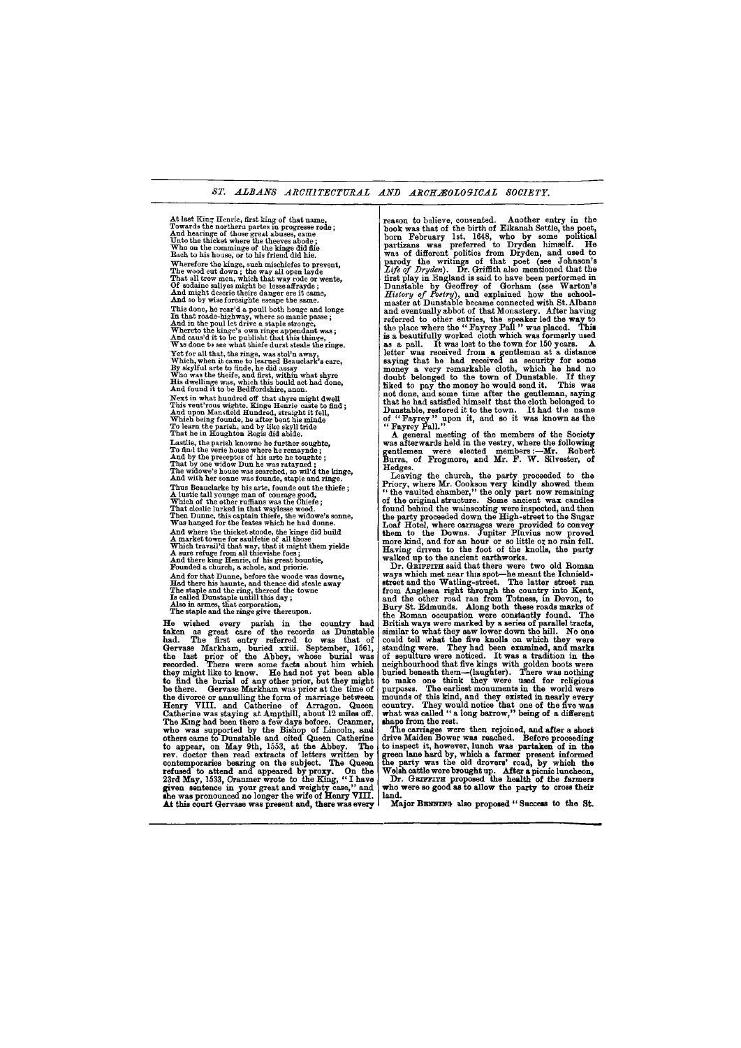At last King Henrie, first king of that name,
Towards the northern partes in progresse rode;
And hearinge of those great abuses, came
Unto the thicket where the theeves abode;
Who on the comminge of the kinge did flie
Each to his house, or to his friend did hie.

Wherefore the kinge, such mischiefes to prevent,
The wood cut down; the way all open layde
That all trew men, which that way rode or wente,
Of sodaine sallyes might be lesse affrayde;
And might descrie theire danger ere it came,
And so by wise foresighte escape the same.

This done, he rear'd a poull both houge and longe
In that roade-highway, where so manie passe;
And in the poul let drive a staple stronge,
Whereto the kinge's own ringe appendant was;
And caus'd it to be publisht that this thinge,
Was done to see what thiefe durst steale the ringe.

Yet for all that, the ringe, was stol'n away,
Which, when it came to learned Beauclark's eare,
By skylful arte to finde, he did assay
Who was the theife, and first, within what shyre
His dwellinge was, which this bould act had done,
And found it to be Bedffordshire, anon.

Next in what hundred off that shyre might dwell
This vent'rous wighte, Kinge Henrie caste to find;
And upon Mansfield Hundred, straight it fell,
Which being founde, he after bent his minde
To learn the parish, and by like skyll tride
That he in Houghton Regis did abide.

Lastlie, the parish knowne he further soughte,
To find the verie house where he remaynde;
And by the preceptes of his arte he toughte;
That by one widow Dun he was ratayned;
The widowe's house was searched, so wil'd the kinge,
And with her sonne was founde, staple and ringe.

Thus Beauclarke by his arte, founde out the thiefe;
A lustie tall younge man of courage good,
Which of the other ruffians was the Chiefe;
That closlie lurked in that waylesse wood.
Then Dunne, this captain thiefe, the widowe's sonne,
Was hanged for the feates which he had donne.

And where the thicket stoode, the kinge did build
A market towne for saulfetie of all those
Which travail'd that way, that it might them yielde
A sure refuge from all thievishe foes;
And there king Henrie, of his great bountie,
Founded a church, a schole, and priorie.

And for that Dunne, before the woode was downe,
Had there his haunte, and thence did steale away
The staple and the ring, thereof the towne
Is called Dunstaple untill this day;
Also in armes, that corporation,
The staple and the ringe give thereupon.

He wished every parish in the country had taken as great care of the records as Dunstable had. The first entry referred to was that of Gervase Markham, buried xxiii. September, 1561, the last prior of the Abbey, whose burial was recorded. There were some facts about him which they might like to know. He had not yet been able to find the burial of any other prior, but they might be there. Gervase Markham was prior at the time of the divorce or annulling the form of marriage between Henry VIII. and Catherine of Arragon. Queen Catherine was staying at Ampthill, about 12 miles off. The King had been there a few days before. Cranmer, who was supported by the Bishop of Lincoln, and others came to Dunstable and cited Queen Catherine to appear, on May 9th, 1553, at the Abbey. The rev. doctor then read extracts of letters written by contemporaries bearing on the subject. The Queen refused to attend and appeared by proxy. On the 23rd May, 1533, Cranmer wrote to the King, "I have given sentence in your great and weighty case," and she was pronounced no longer the wife of Henry VIII. At this court Gervase was present and, there was every reason to believe, consented. Another entry in the book was that of the birth of Elkanah Settle, the poet, born February 1st, 1648, who by some political partizans was preferred to Dryden himself. He was of different politics from Dryden, and used to parody the writings of that poet (see Johnson's *Life of Dryden*). Dr. Griffith also mentioned that the first play in England is said to have been performed in Dunstable by Geoffrey of Gorham (see Warton's *History of Poetry*), and explained how the schoolmaster at Dunstable became connected with St. Albans and eventually abbot of that Monastery. After having referred to other entries, the speaker led the way to the place where the "Fayrey Pall" was placed. This is a beautifully worked cloth which was formerly used as a pall. It was lost to the town for 150 years. A letter was received from a gentleman at a distance saying that he had received as security for some money a very remarkable cloth, which he had no doubt belonged to the town of Dunstable. If they liked to pay the money he would send it. This was not done, and some time after the gentleman, saying that he had satisfied himself that the cloth belonged to Dunstable, restored it to the town. It had the name of "Fayrey" upon it, and so it was known as the "Fayrey Pall."

A general meeting of the members of the Society was afterwards held in the vestry, where the following gentlemen were elected members:—Mr. Robert Burra, of Frogmore, and Mr. F. W. Silvester, of Hedges.

Leaving the church, the party proceeded to the Priory, where Mr. Cookson very kindly showed them "the vaulted chamber," the only part now remaining of the original structure. Some ancient wax candles found behind the wainscoting were inspected, and then the party proceeded down the High-street to the Sugar Loaf Hotel, where carriages were provided to convey them to the Downs. Jupiter Pluvius now proved more kind, and for an hour or so little or no rain fell. Having driven to the foot of the knolls, the party walked up to the ancient earthworks.

Dr. Griffith said that there were two old Roman ways which met near this spot—he meant the Icknield-street and the Watling-street. The latter street ran from Anglesea right through the country into Kent, and the other road ran from Totness, in Devon, to Bury St. Edmunds. Along both these roads marks of the Roman occupation were constantly found. The British ways were marked by a series of parallel tracts, similar to what they saw lower down the hill. No one could tell what the five knolls on which they were standing were. They had been examined, and marks of sepulture were noticed. It was a tradition in the neighbourhood that five kings with golden boots were buried beneath them—(laughter). There was nothing to make one think they were used for religious purposes. The earliest monuments in the world were mounds of this kind, and they existed in nearly every country. They would notice that one of the five was what was called "a long barrow," being of a different shape from the rest.

The carriages were then rejoined, and after a short drive Maiden Bower was reached. Before proceeding to inspect it, however, lunch was partaken of in the green lane hard by, which a farmer present informed the party was the old drovers' road, by which the Welsh cattle were brought up. After a picnic luncheon, Dr. Griffith proposed the health of the farmers who were so good as to allow the party to cross their land.

Major Benning also proposed "Success to the St.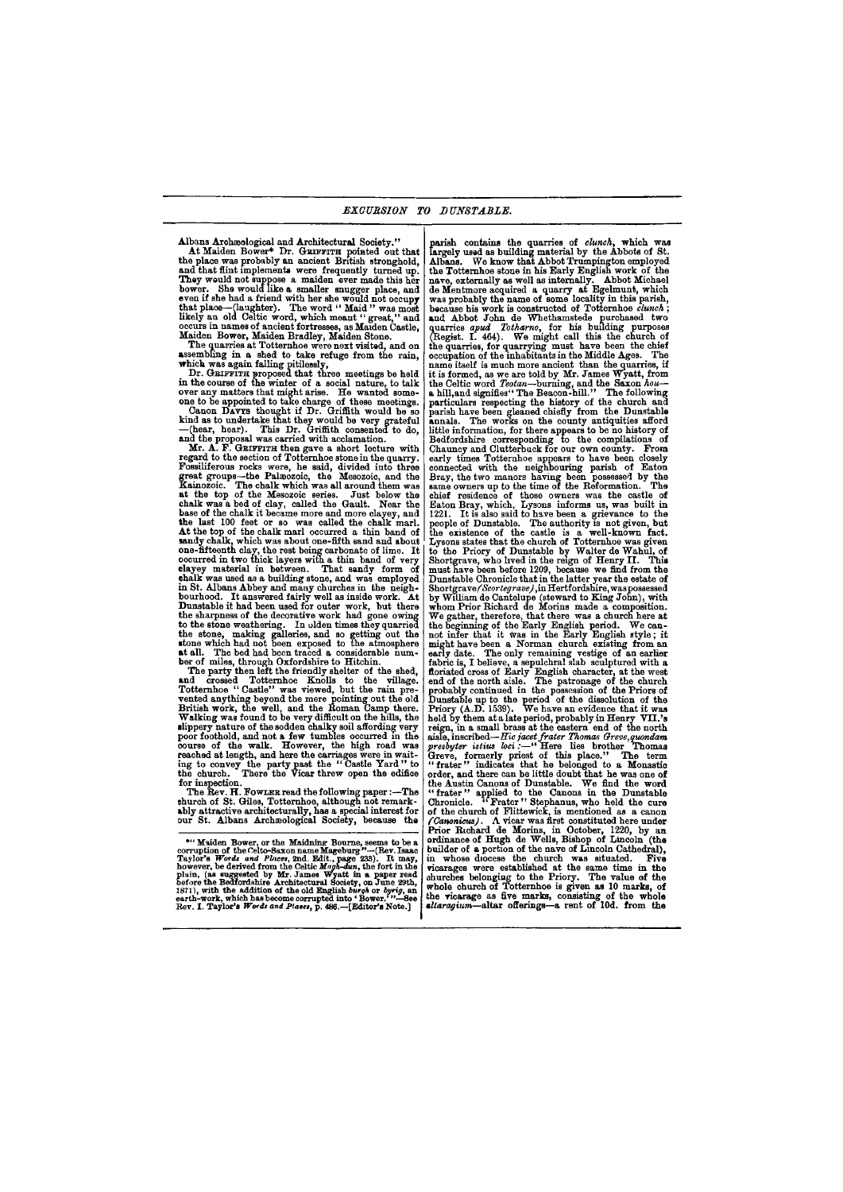Albans Archæological and Architectural Society."

At Maiden Bower* Dr. GRIFFITH pointed out that the place was probably an ancient British stronghold, and that flint implements were frequently turned up. They would not suppose a maiden ever made this her bower. She would like a smaller snugger place, and even if she had a friend with her she would not occupy that place—(laughter). The word "Maid" was most likely an old Celtic word, which meant "great," and occurs in names of ancient fortresses, as Maiden Castle, Maiden Bower, Maiden Bradley, Maiden Stone.

The quarries at Totternhoe were next visited, and on assembling in a shed to take refuge from the rain, which was again falling pitilessly,

Dr. GRIFFITH proposed that three meetings be held in the course of the winter of a social nature, to talk over any matters that might arise. He wanted someone to be appointed to take charge of these meetings.

Canon DAVYS thought if Dr. Griffith would be so kind as to undertake that they would be very grateful—(hear, hear). This Dr. Griffith consented to do, and the proposal was carried with acclamation.

Mr. A. F. GRIFFITH then gave a short lecture with regard to the section of Totternhoe stone in the quarry. Fossiliferous rocks were, he said, divided into three great groups—the Palæozoic, the Mesozoic, and the Kainozoic. The chalk which was all around them was at the top of the Mesozoic series. Just below the chalk was a bed of clay, called the Gault. Near the base of the chalk it became more and more clayey, and the last 100 feet or so was called the chalk marl. At the top of the chalk marl occurred a thin band of sandy chalk, which was about one-fifth sand and about one-fifteenth clay, the rest being carbonate of lime. It occurred in two thick layers with a thin band of very clayey material in between. That sandy form of chalk was used as a building stone, and was employed in St. Albans Abbey and many churches in the neighbourhood. It answered fairly well as inside work. At Dunstable it had been used for outer work, but there the sharpness of the decorative work had gone owing to the stone weathering. In olden times they quarried the stone, making galleries, and so getting out the stone which had not been exposed to the atmosphere at all. The bed had been traced a considerable number of miles, through Oxfordshire to Hitchin.

The party then left the friendly shelter of the shed, and crossed Totternhoe Knolls to the village. Totternhoe "Castle" was viewed, but the rain prevented anything beyond the mere pointing out the old British work, the well, and the Roman Camp there. Walking was found to be very difficult on the hills, the slippery nature of the sodden chalky soil affording very poor foothold, and not a few tumbles occurred in the course of the walk. However, the high road was reached at length, and here the carriages were in waiting to convey the party past the "Castle Yard" to the church. There the Vicar threw open the edifice for inspection.

The Rev. H. FOWLER read the following paper:—The church of St. Giles, Totternhoe, although not remarkably attractive architecturally, has a special interest for our St. Albans Archæological Society, because the parish contains the quarries of *clunch*, which was largely used as building material by the Abbots of St. Albans. We know that Abbot Trumpington employed the Totternhoe stone in his Early English work of the nave, externally as well as internally. Abbot Michael de Mentmore acquired a quarry at Egelmunt, which was probably the name of some locality in this parish, because his work is constructed of Totternhoe *clunch*; and Abbot John de Whethamstede purchased two quarries *apud Totharno*, for his building purposes (Regist. I. 464). We might call this the church of the quarries, for quarrying must have been the chief occupation of the inhabitants in the Middle Ages. The name itself is much more ancient than the quarries, if it is formed, as we are told by Mr. James Wyatt, from the Celtic word *Teotan*—burning, and the Saxon *hou*—a hill, and signifies "The Beacon-hill." The following particulars respecting the history of the church and parish have been gleaned chiefly from the Dunstable annals. The works on the county antiquities afford little information, for there appears to be no history of Bedfordshire corresponding to the compilations of Chauncy and Clutterbuck for our own county. From early times Totternhoe appears to have been closely connected with the neighbouring parish of Eaton Bray, the two manors having been possessed by the same owners up to the time of the Reformation. The chief residence of those owners was the castle of Eaton Bray, which, Lysons informs us, was built in 1221. It is also said to have been a grievance to the people of Dunstable. The authority is not given, but the existence of the castle is a well-known fact. Lysons states that the church of Totternhoe was given to the Priory of Dunstable by Walter de Wahul, of Shortgrave, who lived in the reign of Henry II. This must have been before 1209, because we find from the Dunstable Chronicle that in the latter year the estate of Shortgrave *(Scortegrave)*, in Hertfordshire, was possessed by William de Cantelupe (steward to King John), with whom Prior Richard de Morins made a composition. We gather, therefore, that there was a church here at the beginning of the Early English period. We cannot infer that it was in the Early English style; it might have been a Norman church existing from an early date. The only remaining vestige of an earlier fabric is, I believe, a sepulchral slab sculptured with a floriated cross of Early English character, at the west end of the north aisle. The patronage of the church probably continued in the possession of the Priors of Dunstable up to the period of the dissolution of the Priory (A.D. 1539). We have an evidence that it was held by them at a late period, probably in Henry VII.'s reign, in a small brass at the eastern end of the north aisle, inscribed—*Hic jacet frater Thomas Greve, quondam presbyter istius loci*:—"Here lies brother Thomas Greve, formerly priest of this place." The term "frater" indicates that he belonged to a Monastic order, and there can be little doubt that he was one of the Austin Canons of Dunstable. We find the word "frater" applied to the Canons in the Dunstable Chronicle. "Frater" Stephanus, who held the cure of the church of Flittewick, is mentioned as a canon *(Canonicus)*. A vicar was first constituted here under Prior Richard de Morins, in October, 1220, by an ordinance of Hugh de Wells, Bishop of Lincoln (the builder of a portion of the nave of Lincoln Cathedral), in whose diocese the church was situated. Five vicarages were established at the same time in the churches belonging to the Priory. The value of the whole church of Totternhoe is given as 10 marks, of the vicarage as five marks, consisting of the whole *altaragium*—altar offerings—a rent of 10d. from the

*"Maiden Bower, or the Maidning Bourne, seems to be a corruption of the Celto-Saxon name Mageburg"—(Rev. Isaac Taylor's *Words and Places*, 2nd. Edit., page 233). It may, however, be derived from the Celtic *Magh-dun*, the fort in the plain, (as suggested by Mr. James Wyatt in a paper read before the Bedfordshire Architectural Society, on June 29th, 1871), with the addition of the old English *burgh* or *byrig*, an earth-work, which has become corrupted into 'Bower.'"—See Rev. I. Taylor's *Words and Places*, p. 486.—[Editor's Note.]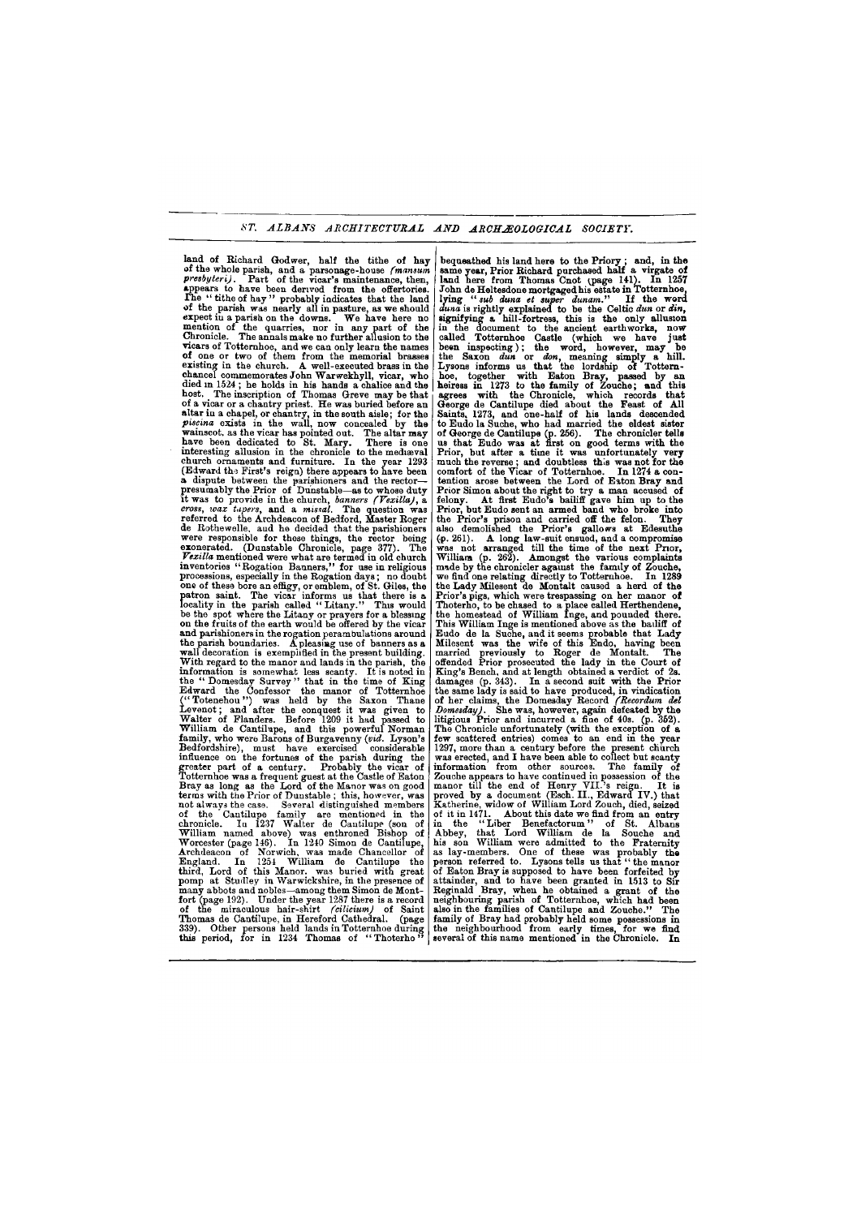land of Richard Godwer, half the tithe of hay of the whole parish, and a parsonage-house *(mansum presbyteri)*. Part of the vicar's maintenance, then, appears to have been derived from the offertories. The "tithe of hay" probably indicates that the land of the parish was nearly all in pasture, as we should expect in a parish on the downs. We have here no mention of the quarries, nor in any part of the Chronicle. The annals make no further allusion to the vicars of Totternhoe, and we can only learn the names of one or two of them from the memorial brasses existing in the church. A well-executed brass in the chancel commemorates John Warwekhyll, vicar, who died in 1524; he holds in his hands a chalice and the host. The inscription of Thomas Greve may be that of a vicar or a chantry priest. He was buried before an altar in a chapel, or chantry, in the south aisle; for the *piscina* exists in the wall, now concealed by the wainscot, as the vicar has pointed out. The altar may have been dedicated to St. Mary. There is one interesting allusion in the chronicle to the mediæval church ornaments and furniture. In the year 1293 (Edward the First's reign) there appears to have been a dispute between the parishioners and the rector—presumably the Prior of Dunstable—as to whose duty it was to provide in the church, *banners (Vexilla)*, a *cross, wax tapers*, and a *missal*. The question was referred to the Archdeacon of Bedford, Master Roger de Rothewelle, and he decided that the parishioners were responsible for these things, the rector being exonerated. (Dunstable Chronicle, page 377). The *Vexilla* mentioned were what are termed in old church inventories "Rogation Banners," for use in religious processions, especially in the Rogation days; no doubt one of these bore an effigy, or emblem, of St. Giles, the patron saint. The vicar informs us that there is a locality in the parish called "Litany." This would be the spot where the Litany or prayers for a blessing on the fruits of the earth would be offered by the vicar and parishioners in the rogation perambulations around the parish boundaries. A pleasing use of banners as a wall decoration is exemplified in the present building. With regard to the manor and lands in the parish, the information is somewhat less scanty. It is noted in the "Domesday Survey" that in the time of King Edward the Confessor the manor of Totternhoe ("Totenehou") was held by the Saxon Thane Levenot; and after the conquest it was given to Walter of Flanders. Before 1209 it had passed to William de Cantilupe, and this powerful Norman family, who were Barons of Burgavenny (*vid.* Lyson's Bedfordshire), must have exercised considerable influence on the fortunes of the parish during the greater part of a century. Probably the vicar of Totternhoe was a frequent guest at the Castle of Eaton Bray as long as the Lord of the Manor was on good terms with the Prior of Dunstable; this, however, was not always the case. Several distinguished members of the Cantilupe family are mentioned in the chronicle. In 1237 Walter de Cantilupe (son of William named above) was enthroned Bishop of Worcester (page 146). In 1240 Simon de Cantilupe, Archdeacon of Norwich, was made Chancellor of England. In 1251 William de Cantilupe the third, Lord of this Manor, was buried with great pomp at Studley in Warwickshire, in the presence of many abbots and nobles—among them Simon de Montfort (page 192). Under the year 1287 there is a record of the miraculous hair-shirt *(cilicium)* of Saint Thomas de Cantilupe, in Hereford Cathedral. (page 339). Other persons held lands in Totternhoe during this period, for in 1234 Thomas of "Thoterho" bequeathed his land here to the Priory; and, in the same year, Prior Richard purchased half a virgate of land here from Thomas Cnot (page 141). In 1257 John de Heltesdone mortgaged his estate in Totternhoe, lying "*sub duna et super dunam.*" If the word *duna* is rightly explained to be the Celtic *dun* or *din*, signifying a hill-fortress, this is the only allusion in the document to the ancient earthworks, now called Totternhoe Castle (which we have just been inspecting); the word, however, may be the Saxon *dun* or *don*, meaning simply a hill. Lysons informs us that the lordship of Totternhoe, together with Eaton Bray, passed by an heiress in 1273 to the family of Zouche; and this agrees with the Chronicle, which records that George de Cantilupe died about the Feast of All Saints, 1273, and one-half of his lands descended to Eudo la Suche, who had married the eldest sister of George de Cantilupe (p. 256). The chronicler tells us that Eudo was at first on good terms with the Prior, but after a time it was unfortunately very much the reverse; and doubtless this was not for the comfort of the Vicar of Totternhoe. In 1274 a contention arose between the Lord of Eaton Bray and Prior Simon about the right to try a man accused of felony. At first Eudo's bailiff gave him up to the Prior, but Eudo sent an armed band who broke into the Prior's prison and carried off the felon. They also demolished the Prior's gallows at Edesuthe (p. 261). A long law-suit ensued, and a compromise was not arranged till the time of the next Prior, William (p. 262). Amongst the various complaints made by the chronicler against the family of Zouche, we find one relating directly to Totternhoe. In 1289 the Lady Milesent de Montalt caused a herd of the Prior's pigs, which were trespassing on her manor of Thoterho, to be chased to a place called Herthendene, the homestead of William Inge, and pounded there. This William Inge is mentioned above as the bailiff of Eudo de la Suche, and it seems probable that Lady Milesent was the wife of this Eudo, having been married previously to Roger de Montalt. The offended Prior prosecuted the lady in the Court of King's Bench, and at length obtained a verdict of 2s. damages (p. 343). In a second suit with the Prior the same lady is said to have produced, in vindication of her claims, the Domesday Record *(Recordum del Domesday)*. She was, however, again defeated by the litigious Prior and incurred a fine of 40s. (p. 352). The Chronicle unfortunately (with the exception of a few scattered entries) comes to an end in the year 1297, more than a century before the present church was erected, and I have been able to collect but scanty information from other sources. The family of Zouche appears to have continued in possession of the manor till the end of Henry VII.'s reign. It is proved by a document (Esch. II., Edward IV.) that Katherine, widow of William Lord Zouch, died, seized of it in 1471. About this date we find from an entry in the "Liber Benefactorum" of St. Albans Abbey, that Lord William de la Souche and his son William were admitted to the Fraternity as lay-members. One of these was probably the person referred to. Lysons tells us that "the manor of Eaton Bray is supposed to have been forfeited by attainder, and to have been granted in 1513 to Sir Reginald Bray, when he obtained a grant of the neighbouring parish of Totternhoe, which had been also in the families of Cantilupe and Zouche." The family of Bray had probably held some possessions in the neighbourhood from early times, for we find several of this name mentioned in the Chronicle. In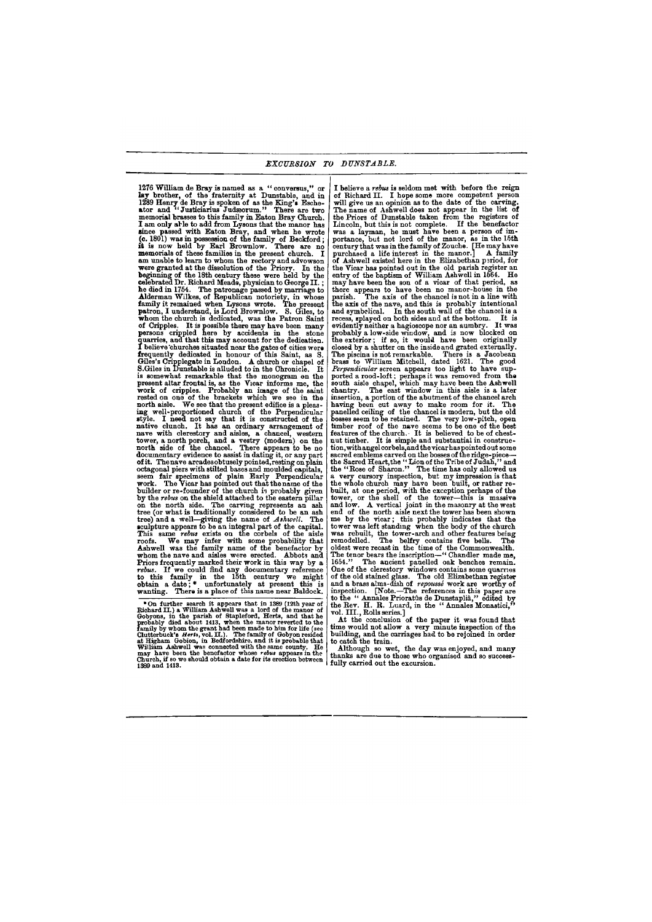1276 William de Bray is named as a "conversus," or lay brother, of the fraternity at Dunstable, and in 1289 Henry de Bray is spoken of as the King's Escheator and "Justiciarius Judæorum." There are two memorial brasses to this family in Eaton Bray Church. I am only able to add from Lysons that the manor has since passed with Eaton Bray, and when he wrote (c. 1801) was in possession of the family of Beckford; it is now held by Earl Brownlow. There are no memorials of these families in the present church. I am unable to learn to whom the rectory and advowson were granted at the dissolution of the Priory. In the beginning of the 18th century these were held by the celebrated Dr. Richard Meade, physician to George II.; he died in 1754. The patronage passed by marriage to Alderman Wilkes, of Republican notoriety, in whose family it remained when Lysons wrote. The present patron, I understand, is Lord Brownlow. S. Giles, to whom the church is dedicated, was the Patron Saint of Cripples. It is possible there may have been many persons crippled here by accidents in the stone quarries, and that this may account for the dedication. I believe churches situated near the gates of cities were frequently dedicated in honour of this Saint, as S. Giles's Cripplegate in London. A church or chapel of S. Giles in Dunstable is alluded to in the Chronicle. It is somewhat remarkable that the monogram on the present altar frontal is, as the Vicar informs me, the work of cripples. Probably an image of the saint rested on one of the brackets which we see in the north aisle. We see that the present edifice is a pleasing well-proportioned church of the Perpendicular style. I need not say that it is constructed of the native clunch. It has an ordinary arrangement of nave with clerestory and aisles, a chancel, western tower, a north porch, and a vestry (modern) on the north side of the chancel. There appears to be no documentary evidence to assist in dating it, or any part of it. The nave arcades obtusely pointed, resting on plain octagonal piers with stilted bases and moulded capitals, seem fair specimens of plain Early Perpendicular work. The Vicar has pointed out that the name of the builder or re-founder of the church is probably given by the *rebus* on the shield attached to the eastern pillar on the north side. The carving represents an ash tree (or what is traditionally considered to be an ash tree) and a well—giving the name of *Ashwell*. The sculpture appears to be an integral part of the capital. This same *rebus* exists on the corbels of the aisle roofs. We may infer with some probability that Ashwell was the family name of the benefactor by whom the nave and aisles were erected. Abbots and Priors frequently marked their work in this way by a *rebus*. If we could find any documentary reference to this family in the 15th century we might obtain a date;* unfortunately at present this is wanting. There is a place of this name near Baldock. I believe a *rebus* is seldom met with before the reign of Richard II. I hope some more competent person will give us an opinion as to the date of the carving. The name of Ashwell does not appear in the list of the Priors of Dunstable taken from the registers of Lincoln, but this is not complete. If the benefactor was a layman, he must have been a person of importance, but not lord of the manor, as in the 15th century that was in the family of Zouche. [He may have purchased a life interest in the manor.] A family of Ashwell existed here in the Elizabethan period, for the Vicar has pointed out in the old parish register an entry of the baptism of William Ashwell in 1564. He may have been the son of a vicar of that period, as there appears to have been no manor-house in the parish. The axis of the chancel is not in a line with the axis of the nave, and this is probably intentional and symbolical. In the south wall of the chancel is a recess, splayed on both sides and at the bottom. It is evidently neither a hagioscope nor an aumbry. It was probably a low-side window, and is now blocked on the exterior; if so, it would have been originally closed by a shutter on the inside and grated externally. The piscina is not remarkable. There is a Jacobean brass to William Mitchell, dated 1621. The good *Perpendicular* screen appears too light to have supported a rood-loft; perhaps it was removed from the south aisle chapel, which may have been the Ashwell chantry. The east window in this aisle is a later insertion, a portion of the abutment of the chancel arch having been cut away to make room for it. The panelled ceiling of the chancel is modern, but the old bosses seem to be retained. The very low-pitch, open timber roof of the nave seems to be one of the best features of the church. It is believed to be of chestnut timber. It is simple and substantial in construction, with angel corbels, and the vicar has pointed out some sacred emblems carved on the bosses of the ridge-piece—the Sacred Heart, the "Lion of the Tribe of Judah," and the "Rose of Sharon." The time has only allowed us a very cursory inspection, but my impression is that the whole church may have been built, or rather rebuilt, at one period, with the exception perhaps of the tower, or the shell of the tower—this is massive and low. A vertical joint in the masonry at the west end of the north aisle next the tower has been shown me by the vicar; this probably indicates that the tower was left standing when the body of the church was rebuilt, the tower-arch and other features being remodelled. The belfry contains five bells. The oldest were recast in the time of the Commonwealth. The tenor bears the inscription—"Chandler made me, 1654." The ancient panelled oak benches remain. One of the clerestory windows contains some quarries of the old stained glass. The old Elizabethan register and a brass alms-dish of *repoussé* work are worthy of inspection. [Note.—The references in this paper are to the "Annales Prioratûs de Dunstapliâ," edited by the Rev. H. R. Luard, in the "Annales Monastici," vol. III., Rolls series.]

At the conclusion of the paper it was found that time would not allow a very minute inspection of the building, and the carriages had to be rejoined in order to catch the train.

Although so wet, the day was enjoyed, and many thanks are due to those who organised and so successfully carried out the excursion.

* On further search it appears that in 1389 (12th year of Richard II.) a William Ashwell was a lord of the manor of Gobyons, in the parish of Stapleford, Herts, and that he probably died about 1413, when the manor reverted to the family by whom the grant had been made to him for life (see Clutterbuck's *Herts*, vol. II.). The family of Gobyon resided at Higham Gobion, in Bedfordshire, and it is probable that William Ashwell was connected with the same county. He may have been the benefactor whose *rebus* appears in the Church, if so we should obtain a date for its erection between 1389 and 1413.